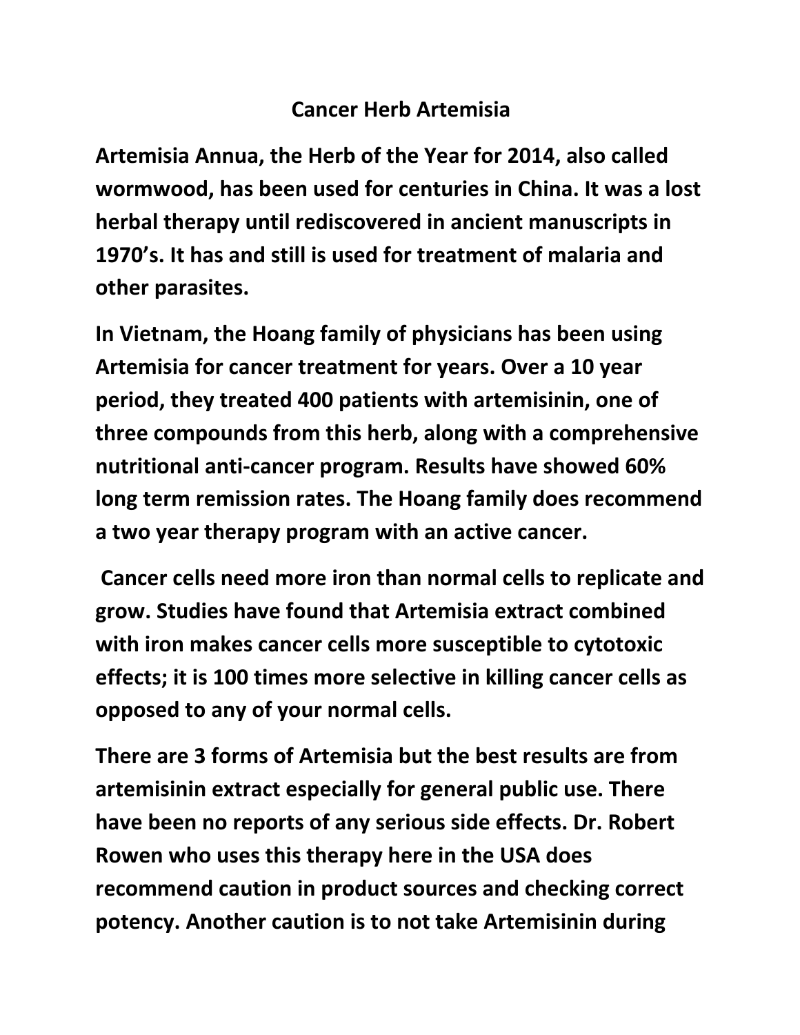# Cancer Herb Artemisia

**Artemisia Annua, the Herb of the Year for 2014, also called wormwood, has been used for centuries in China. It was a lost herbal therapy until rediscovered in ancient manuscripts in 1970's. It has and still is used for treatment of malaria and other parasites.**

**In Vietnam, the Hoang family of physicians has been using Artemisia for cancer treatment for years. Over a 10 year period, they treated 400 patients with artemisinin, one of three compounds from this herb, along with a comprehensive nutritional anti-cancer program. Results have showed 60% long term remission rates. The Hoang family does recommend a two year therapy program with an active cancer.**

**Cancer cells need more iron than normal cells to replicate and grow. Studies have found that Artemisia extract combined with iron makes cancer cells more susceptible to cytotoxic effects; it is 100 times more selective in killing cancer cells as opposed to any of your normal cells.**

**There are 3 forms of Artemisia but the best results are from artemisinin extract especially for general public use. There have been no reports of any serious side effects. Dr. Robert Rowen who uses this therapy here in the USA does recommend caution in product sources and checking correct potency. Another caution is to not take Artemisinin during**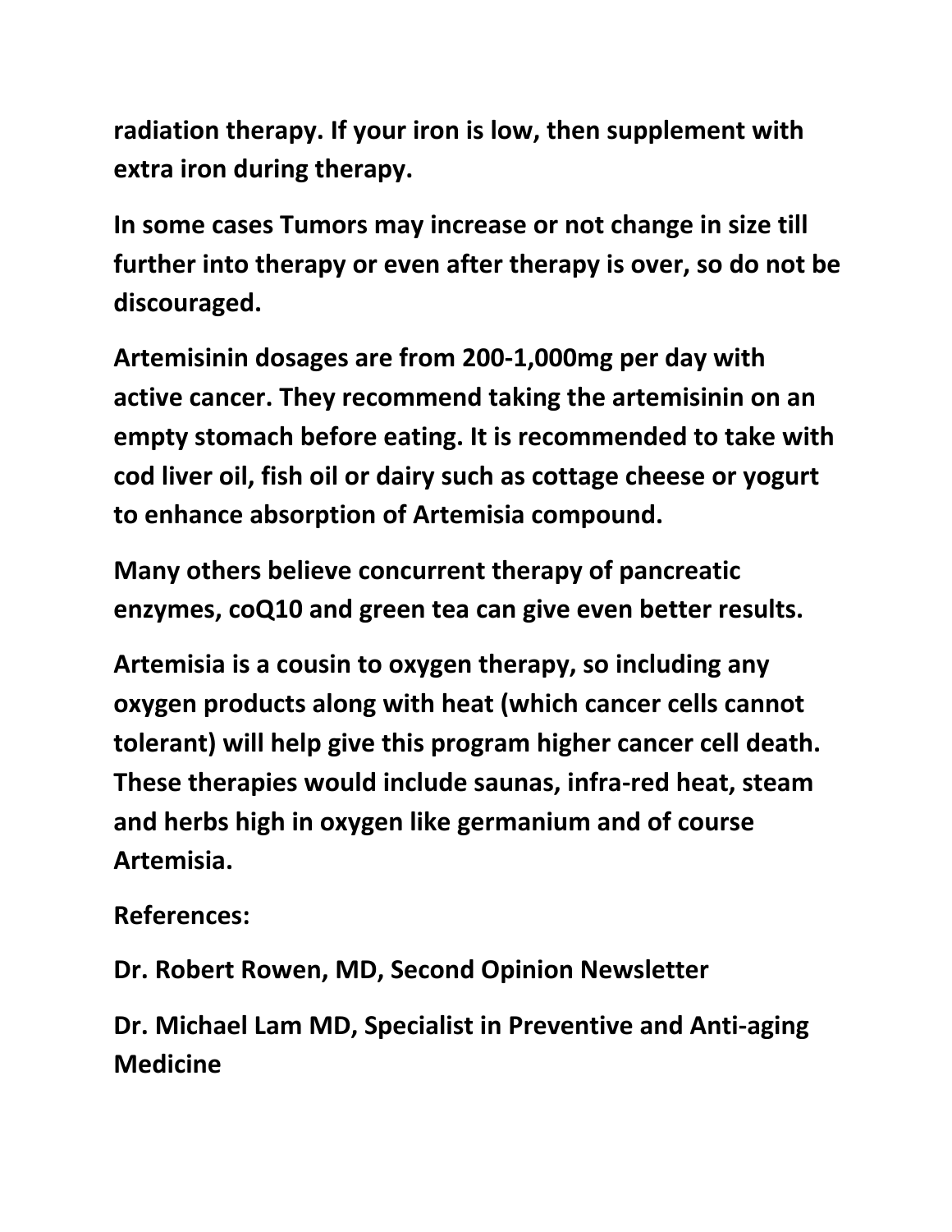**radiation therapy. If your iron is low, then supplement with extra iron during therapy.**

**In some cases Tumors may increase or not change in size till further into therapy or even after therapy is over, so do not be discouraged.**

**Artemisinin dosages are from 200-1,000mg per day with active cancer. They recommend taking the artemisinin on an empty stomach before eating. It is recommended to take with cod liver oil, fish oil or dairy such as cottage cheese or yogurt to enhance absorption of Artemisia compound.**

**Many others believe concurrent therapy of pancreatic enzymes, coQ10 and green tea can give even better results.**

**Artemisia is a cousin to oxygen therapy, so including any oxygen products along with heat (which cancer cells cannot tolerant) will help give this program higher cancer cell death. These therapies would include saunas, infra-red heat, steam and herbs high in oxygen like germanium and of course Artemisia.**

**References:**

**Dr. Robert Rowen, MD, Second Opinion Newsletter**

**Dr. Michael Lam MD, Specialist in Preventive and Anti-aging Medicine**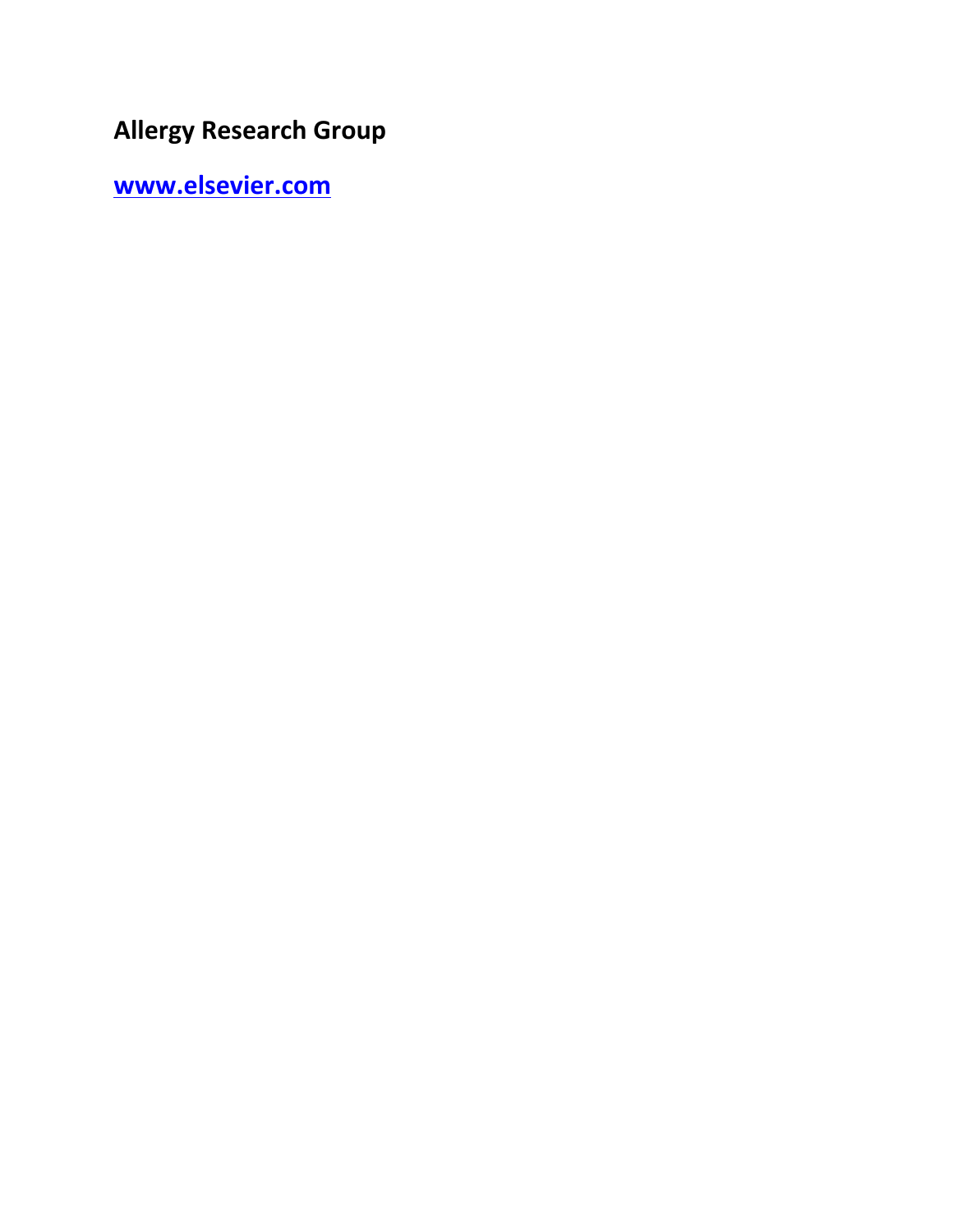**Allergy Research Group**

[www.elsevier.com](http://www.elsevier.com)